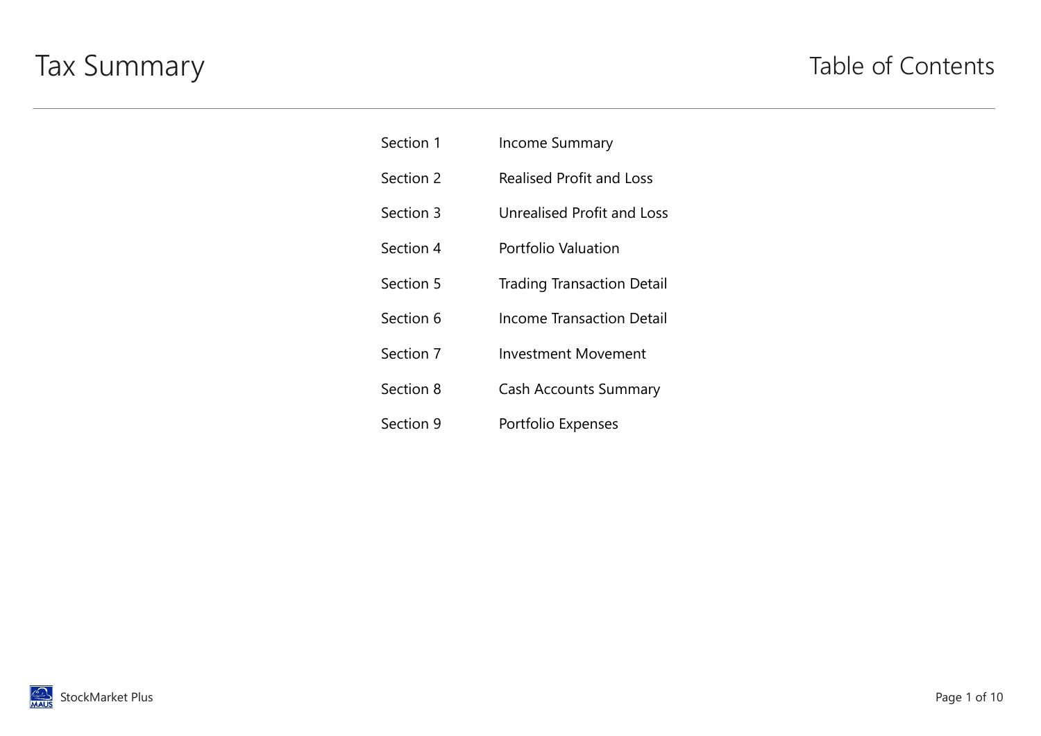# Tax Summary

## Table of Contents

| | |
|---|---|
| Section 1 | Income Summary |
| Section 2 | Realised Profit and Loss |
| Section 3 | Unrealised Profit and Loss |
| Section 4 | Portfolio Valuation |
| Section 5 | Trading Transaction Detail |
| Section 6 | Income Transaction Detail |
| Section 7 | Investment Movement |
| Section 8 | Cash Accounts Summary |
| Section 9 | Portfolio Expenses |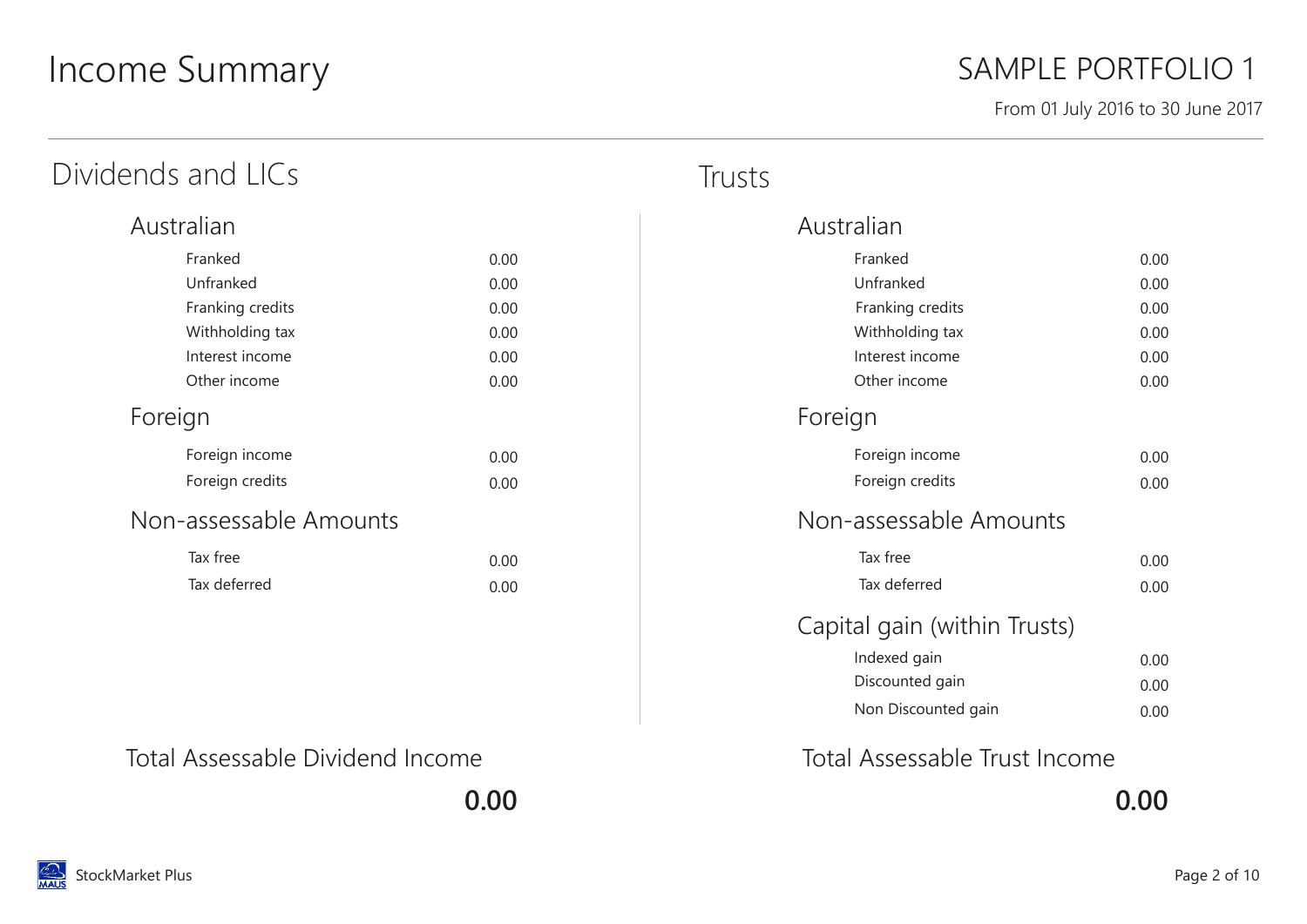# Income Summary

## SAMPLE PORTFOLIO 1

From 01 July 2016 to 30 June 2017

## Dividends and LICs

### Australian

| Item | Amount |
|---|---|
| Franked | 0.00 |
| Unfranked | 0.00 |
| Franking credits | 0.00 |
| Withholding tax | 0.00 |
| Interest income | 0.00 |
| Other income | 0.00 |

### Foreign

| Item | Amount |
|---|---|
| Foreign income | 0.00 |
| Foreign credits | 0.00 |

### Non-assessable Amounts

| Item | Amount |
|---|---|
| Tax free | 0.00 |
| Tax deferred | 0.00 |

### Total Assessable Dividend Income

**0.00**

## Trusts

### Australian

| Item | Amount |
|---|---|
| Franked | 0.00 |
| Unfranked | 0.00 |
| Franking credits | 0.00 |
| Withholding tax | 0.00 |
| Interest income | 0.00 |
| Other income | 0.00 |

### Foreign

| Item | Amount |
|---|---|
| Foreign income | 0.00 |
| Foreign credits | 0.00 |

### Non-assessable Amounts

| Item | Amount |
|---|---|
| Tax free | 0.00 |
| Tax deferred | 0.00 |

### Capital gain (within Trusts)

| Item | Amount |
|---|---|
| Indexed gain | 0.00 |
| Discounted gain | 0.00 |
| Non Discounted gain | 0.00 |

### Total Assessable Trust Income

**0.00**

StockMarket Plus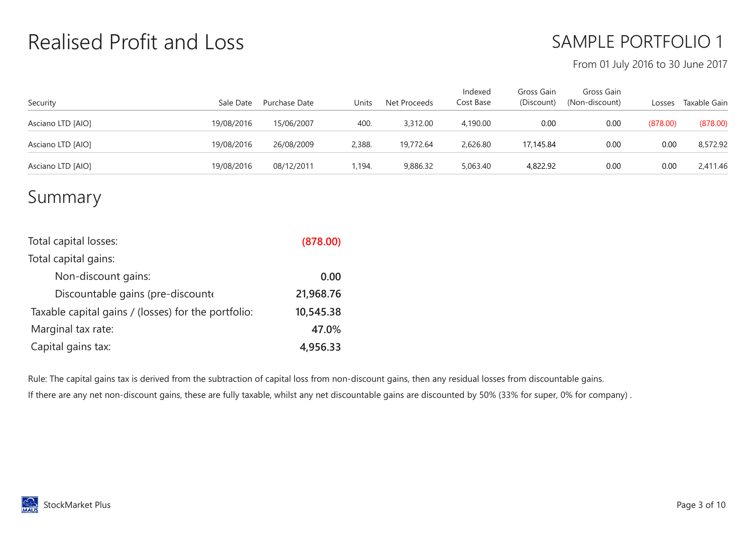# Realised Profit and Loss

## SAMPLE PORTFOLIO 1

From 01 July 2016 to 30 June 2017

| Security | Sale Date | Purchase Date | Units | Net Proceeds | Indexed Cost Base | Gross Gain (Discount) | Gross Gain (Non-discount) | Losses | Taxable Gain |
|---|---|---|---|---|---|---|---|---|---|
| Asciano LTD [AIO] | 19/08/2016 | 15/06/2007 | 400. | 3,312.00 | 4,190.00 | 0.00 | 0.00 | (878.00) | (878.00) |
| Asciano LTD [AIO] | 19/08/2016 | 26/08/2009 | 2,388. | 19,772.64 | 2,626.80 | 17,145.84 | 0.00 | 0.00 | 8,572.92 |
| Asciano LTD [AIO] | 19/08/2016 | 08/12/2011 | 1,194. | 9,886.32 | 5,063.40 | 4,822.92 | 0.00 | 0.00 | 2,411.46 |

## Summary

| | |
|---|---|
| Total capital losses: | **(878.00)** |
| Total capital gains: | |
| Non-discount gains: | **0.00** |
| Discountable gains (pre-discounte | **21,968.76** |
| Taxable capital gains / (losses) for the portfolio: | **10,545.38** |
| Marginal tax rate: | **47.0%** |
| Capital gains tax: | **4,956.33** |

Rule: The capital gains tax is derived from the subtraction of capital loss from non-discount gains, then any residual losses from discountable gains.

If there are any net non-discount gains, these are fully taxable, whilst any net discountable gains are discounted by 50% (33% for super, 0% for company) .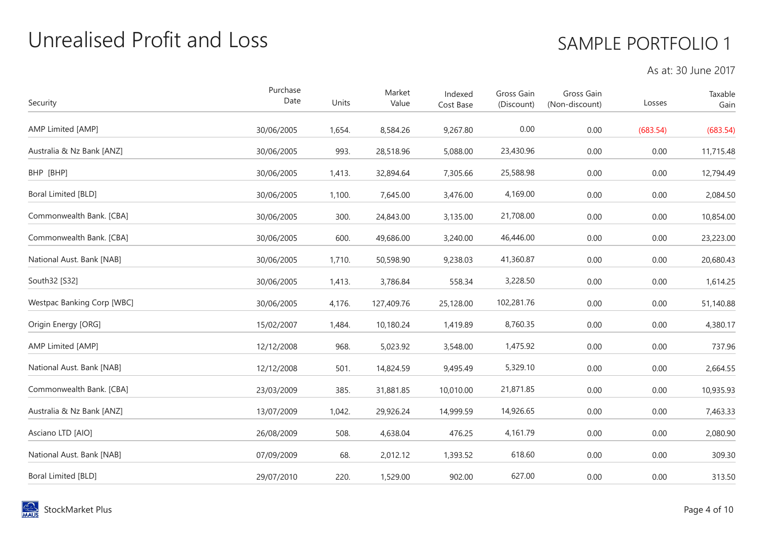# Unrealised Profit and Loss

SAMPLE PORTFOLIO 1

As at: 30 June 2017

| Security | Purchase Date | Units | Market Value | Indexed Cost Base | Gross Gain (Discount) | Gross Gain (Non-discount) | Losses | Taxable Gain |
|---|---|---|---|---|---|---|---|---|
| AMP Limited [AMP] | 30/06/2005 | 1,654. | 8,584.26 | 9,267.80 | 0.00 | 0.00 | (683.54) | (683.54) |
| Australia & Nz Bank [ANZ] | 30/06/2005 | 993. | 28,518.96 | 5,088.00 | 23,430.96 | 0.00 | 0.00 | 11,715.48 |
| BHP [BHP] | 30/06/2005 | 1,413. | 32,894.64 | 7,305.66 | 25,588.98 | 0.00 | 0.00 | 12,794.49 |
| Boral Limited [BLD] | 30/06/2005 | 1,100. | 7,645.00 | 3,476.00 | 4,169.00 | 0.00 | 0.00 | 2,084.50 |
| Commonwealth Bank. [CBA] | 30/06/2005 | 300. | 24,843.00 | 3,135.00 | 21,708.00 | 0.00 | 0.00 | 10,854.00 |
| Commonwealth Bank. [CBA] | 30/06/2005 | 600. | 49,686.00 | 3,240.00 | 46,446.00 | 0.00 | 0.00 | 23,223.00 |
| National Aust. Bank [NAB] | 30/06/2005 | 1,710. | 50,598.90 | 9,238.03 | 41,360.87 | 0.00 | 0.00 | 20,680.43 |
| South32 [S32] | 30/06/2005 | 1,413. | 3,786.84 | 558.34 | 3,228.50 | 0.00 | 0.00 | 1,614.25 |
| Westpac Banking Corp [WBC] | 30/06/2005 | 4,176. | 127,409.76 | 25,128.00 | 102,281.76 | 0.00 | 0.00 | 51,140.88 |
| Origin Energy [ORG] | 15/02/2007 | 1,484. | 10,180.24 | 1,419.89 | 8,760.35 | 0.00 | 0.00 | 4,380.17 |
| AMP Limited [AMP] | 12/12/2008 | 968. | 5,023.92 | 3,548.00 | 1,475.92 | 0.00 | 0.00 | 737.96 |
| National Aust. Bank [NAB] | 12/12/2008 | 501. | 14,824.59 | 9,495.49 | 5,329.10 | 0.00 | 0.00 | 2,664.55 |
| Commonwealth Bank. [CBA] | 23/03/2009 | 385. | 31,881.85 | 10,010.00 | 21,871.85 | 0.00 | 0.00 | 10,935.93 |
| Australia & Nz Bank [ANZ] | 13/07/2009 | 1,042. | 29,926.24 | 14,999.59 | 14,926.65 | 0.00 | 0.00 | 7,463.33 |
| Asciano LTD [AIO] | 26/08/2009 | 508. | 4,638.04 | 476.25 | 4,161.79 | 0.00 | 0.00 | 2,080.90 |
| National Aust. Bank [NAB] | 07/09/2009 | 68. | 2,012.12 | 1,393.52 | 618.60 | 0.00 | 0.00 | 309.30 |
| Boral Limited [BLD] | 29/07/2010 | 220. | 1,529.00 | 902.00 | 627.00 | 0.00 | 0.00 | 313.50 |

StockMarket Plus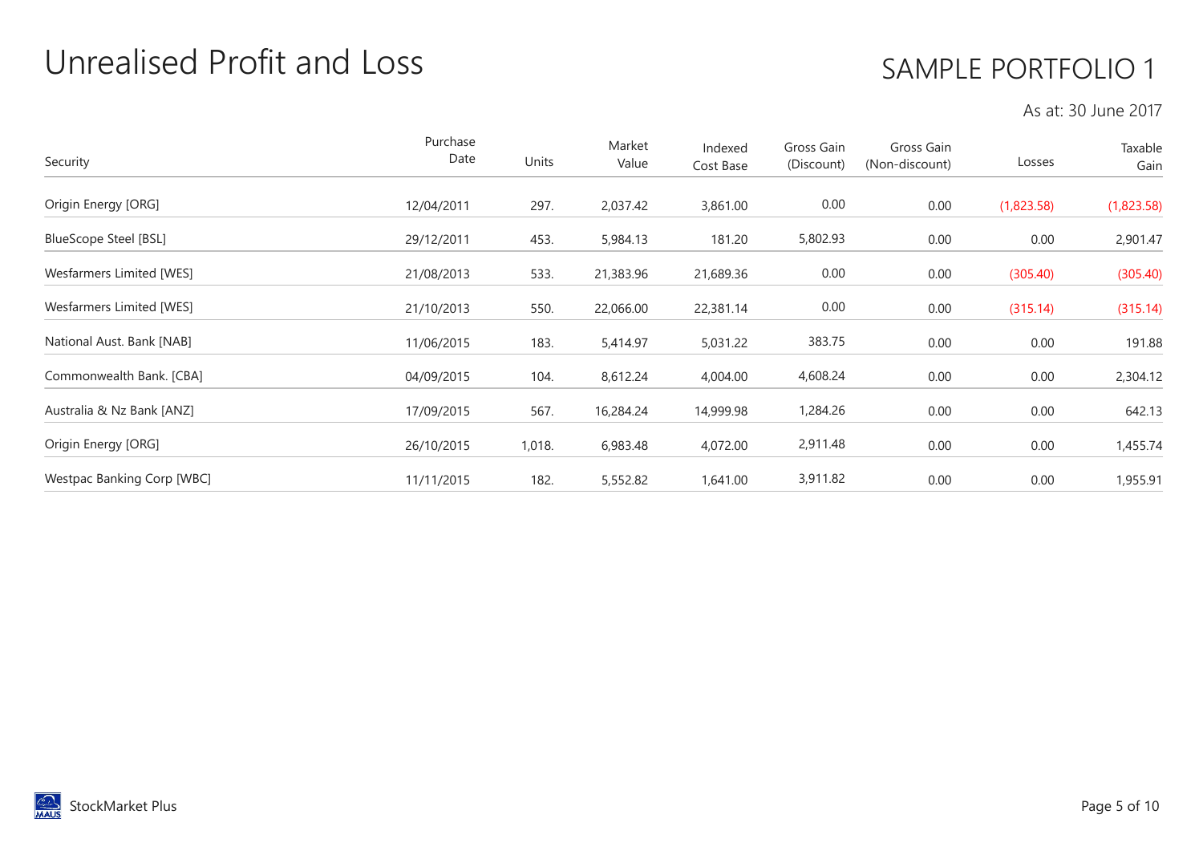# Unrealised Profit and Loss

## SAMPLE PORTFOLIO 1

As at: 30 June 2017

| Security | Purchase Date | Units | Market Value | Indexed Cost Base | Gross Gain (Discount) | Gross Gain (Non-discount) | Losses | Taxable Gain |
|---|---|---|---|---|---|---|---|---|
| Origin Energy [ORG] | 12/04/2011 | 297. | 2,037.42 | 3,861.00 | 0.00 | 0.00 | (1,823.58) | (1,823.58) |
| BlueScope Steel [BSL] | 29/12/2011 | 453. | 5,984.13 | 181.20 | 5,802.93 | 0.00 | 0.00 | 2,901.47 |
| Wesfarmers Limited [WES] | 21/08/2013 | 533. | 21,383.96 | 21,689.36 | 0.00 | 0.00 | (305.40) | (305.40) |
| Wesfarmers Limited [WES] | 21/10/2013 | 550. | 22,066.00 | 22,381.14 | 0.00 | 0.00 | (315.14) | (315.14) |
| National Aust. Bank [NAB] | 11/06/2015 | 183. | 5,414.97 | 5,031.22 | 383.75 | 0.00 | 0.00 | 191.88 |
| Commonwealth Bank. [CBA] | 04/09/2015 | 104. | 8,612.24 | 4,004.00 | 4,608.24 | 0.00 | 0.00 | 2,304.12 |
| Australia & Nz Bank [ANZ] | 17/09/2015 | 567. | 16,284.24 | 14,999.98 | 1,284.26 | 0.00 | 0.00 | 642.13 |
| Origin Energy [ORG] | 26/10/2015 | 1,018. | 6,983.48 | 4,072.00 | 2,911.48 | 0.00 | 0.00 | 1,455.74 |
| Westpac Banking Corp [WBC] | 11/11/2015 | 182. | 5,552.82 | 1,641.00 | 3,911.82 | 0.00 | 0.00 | 1,955.91 |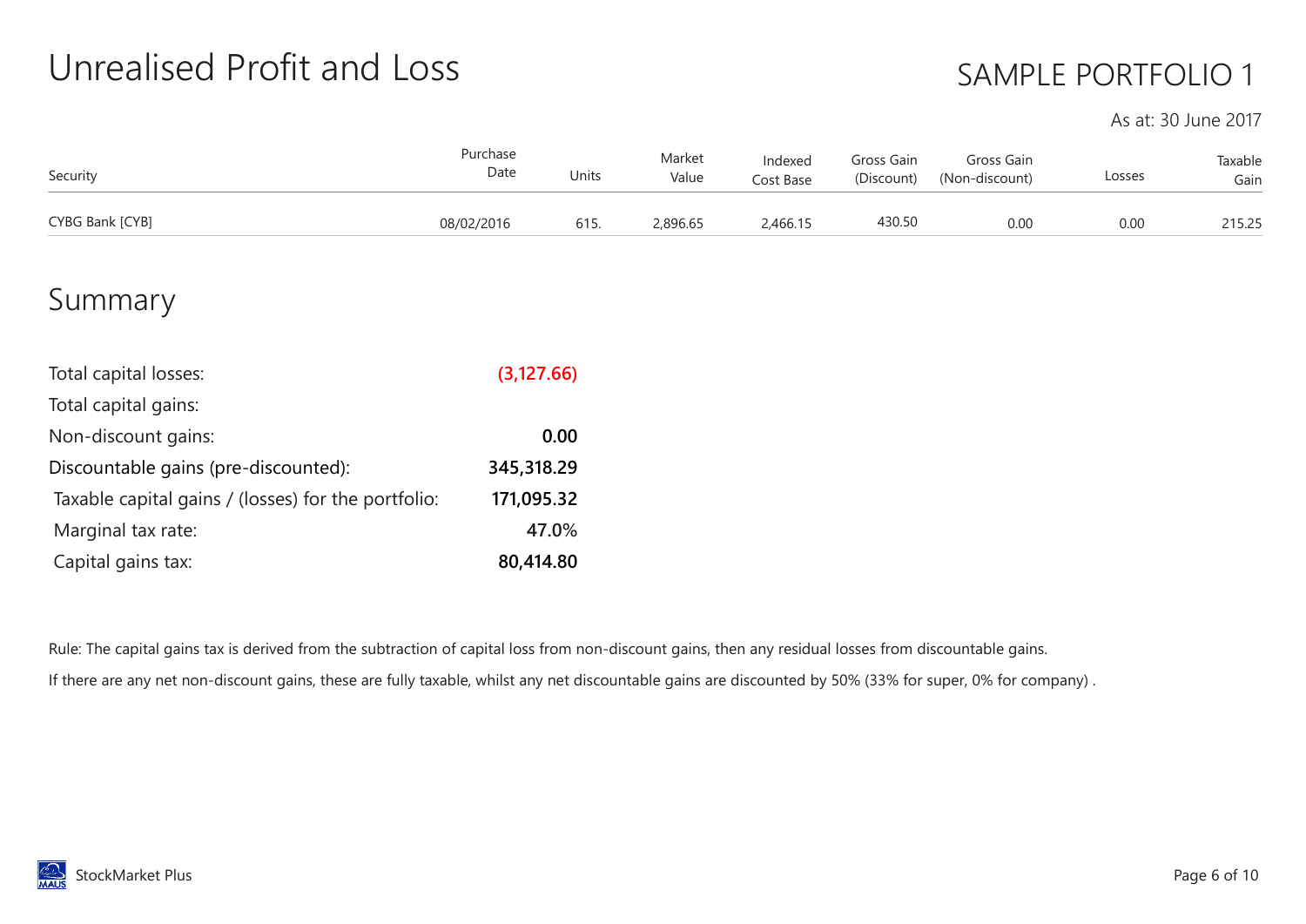# Unrealised Profit and Loss

SAMPLE PORTFOLIO 1

As at: 30 June 2017

| Security | Purchase Date | Units | Market Value | Indexed Cost Base | Gross Gain (Discount) | Gross Gain (Non-discount) | Losses | Taxable Gain |
|---|---|---|---|---|---|---|---|---|
| CYBG Bank [CYB] | 08/02/2016 | 615. | 2,896.65 | 2,466.15 | 430.50 | 0.00 | 0.00 | 215.25 |

# Summary

| | |
|---|---|
| Total capital losses: | **(3,127.66)** |
| Total capital gains: | |
| Non-discount gains: | **0.00** |
| Discountable gains (pre-discounted): | **345,318.29** |
| Taxable capital gains / (losses) for the portfolio: | **171,095.32** |
| Marginal tax rate: | 47.0% |
| Capital gains tax: | **80,414.80** |

Rule: The capital gains tax is derived from the subtraction of capital loss from non-discount gains, then any residual losses from discountable gains.

If there are any net non-discount gains, these are fully taxable, whilst any net discountable gains are discounted by 50% (33% for super, 0% for company) .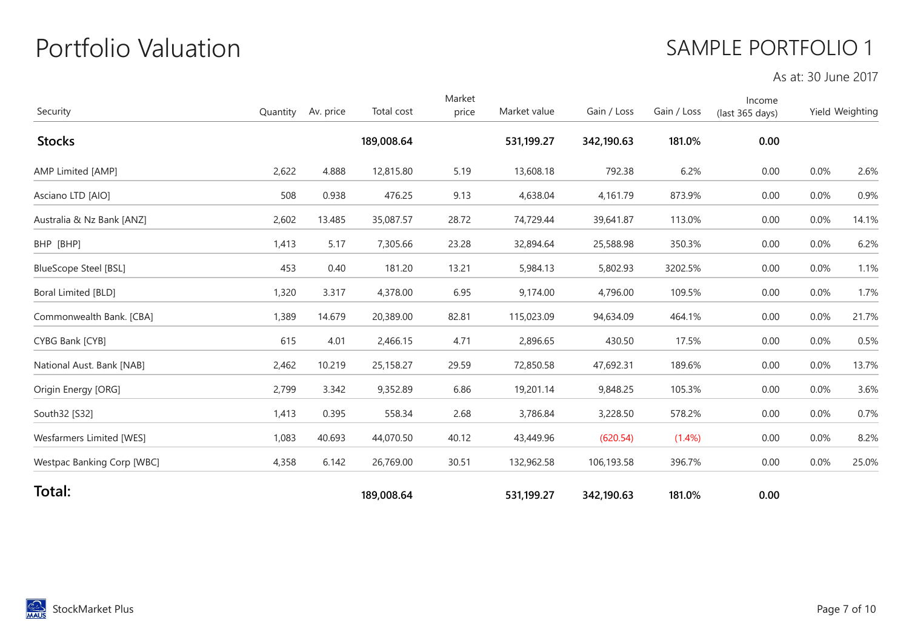# Portfolio Valuation

## SAMPLE PORTFOLIO 1

As at: 30 June 2017

| Security | Quantity | Av. price | Total cost | Market price | Market value | Gain / Loss | Gain / Loss | Income (last 365 days) | Yield | Weighting |
|---|---|---|---|---|---|---|---|---|---|---|
| **Stocks** | | | **189,008.64** | | **531,199.27** | **342,190.63** | **181.0%** | **0.00** | | |
| AMP Limited [AMP] | 2,622 | 4.888 | 12,815.80 | 5.19 | 13,608.18 | 792.38 | 6.2% | 0.00 | 0.0% | 2.6% |
| Asciano LTD [AIO] | 508 | 0.938 | 476.25 | 9.13 | 4,638.04 | 4,161.79 | 873.9% | 0.00 | 0.0% | 0.9% |
| Australia & Nz Bank [ANZ] | 2,602 | 13.485 | 35,087.57 | 28.72 | 74,729.44 | 39,641.87 | 113.0% | 0.00 | 0.0% | 14.1% |
| BHP [BHP] | 1,413 | 5.17 | 7,305.66 | 23.28 | 32,894.64 | 25,588.98 | 350.3% | 0.00 | 0.0% | 6.2% |
| BlueScope Steel [BSL] | 453 | 0.40 | 181.20 | 13.21 | 5,984.13 | 5,802.93 | 3202.5% | 0.00 | 0.0% | 1.1% |
| Boral Limited [BLD] | 1,320 | 3.317 | 4,378.00 | 6.95 | 9,174.00 | 4,796.00 | 109.5% | 0.00 | 0.0% | 1.7% |
| Commonwealth Bank. [CBA] | 1,389 | 14.679 | 20,389.00 | 82.81 | 115,023.09 | 94,634.09 | 464.1% | 0.00 | 0.0% | 21.7% |
| CYBG Bank [CYB] | 615 | 4.01 | 2,466.15 | 4.71 | 2,896.65 | 430.50 | 17.5% | 0.00 | 0.0% | 0.5% |
| National Aust. Bank [NAB] | 2,462 | 10.219 | 25,158.27 | 29.59 | 72,850.58 | 47,692.31 | 189.6% | 0.00 | 0.0% | 13.7% |
| Origin Energy [ORG] | 2,799 | 3.342 | 9,352.89 | 6.86 | 19,201.14 | 9,848.25 | 105.3% | 0.00 | 0.0% | 3.6% |
| South32 [S32] | 1,413 | 0.395 | 558.34 | 2.68 | 3,786.84 | 3,228.50 | 578.2% | 0.00 | 0.0% | 0.7% |
| Wesfarmers Limited [WES] | 1,083 | 40.693 | 44,070.50 | 40.12 | 43,449.96 | (620.54) | (1.4%) | 0.00 | 0.0% | 8.2% |
| Westpac Banking Corp [WBC] | 4,358 | 6.142 | 26,769.00 | 30.51 | 132,962.58 | 106,193.58 | 396.7% | 0.00 | 0.0% | 25.0% |
| **Total:** | | | **189,008.64** | | **531,199.27** | **342,190.63** | **181.0%** | **0.00** | | |

StockMarket Plus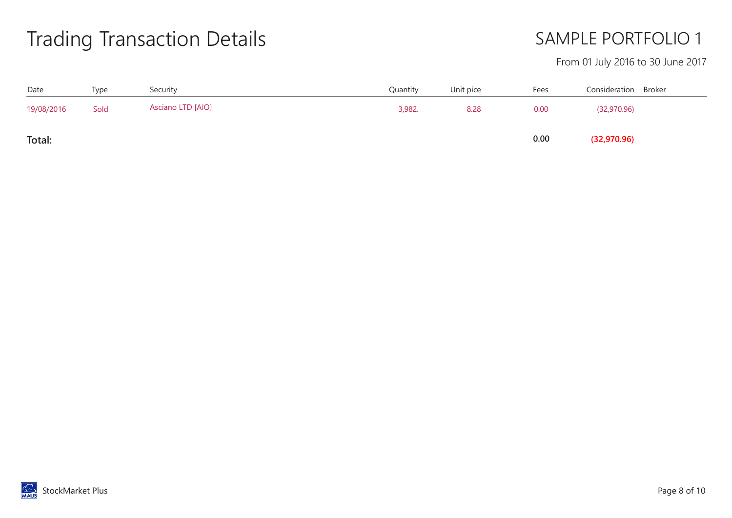# Trading Transaction Details

## SAMPLE PORTFOLIO 1

From 01 July 2016 to 30 June 2017

| Date | Type | Security | Quantity | Unit pice | Fees | Consideration | Broker |
|---|---|---|---|---|---|---|---|
| 19/08/2016 | Sold | Asciano LTD [AIO] | 3,982. | 8.28 | 0.00 | (32,970.96) | |
| **Total:** | | | | | **0.00** | **(32,970.96)** | |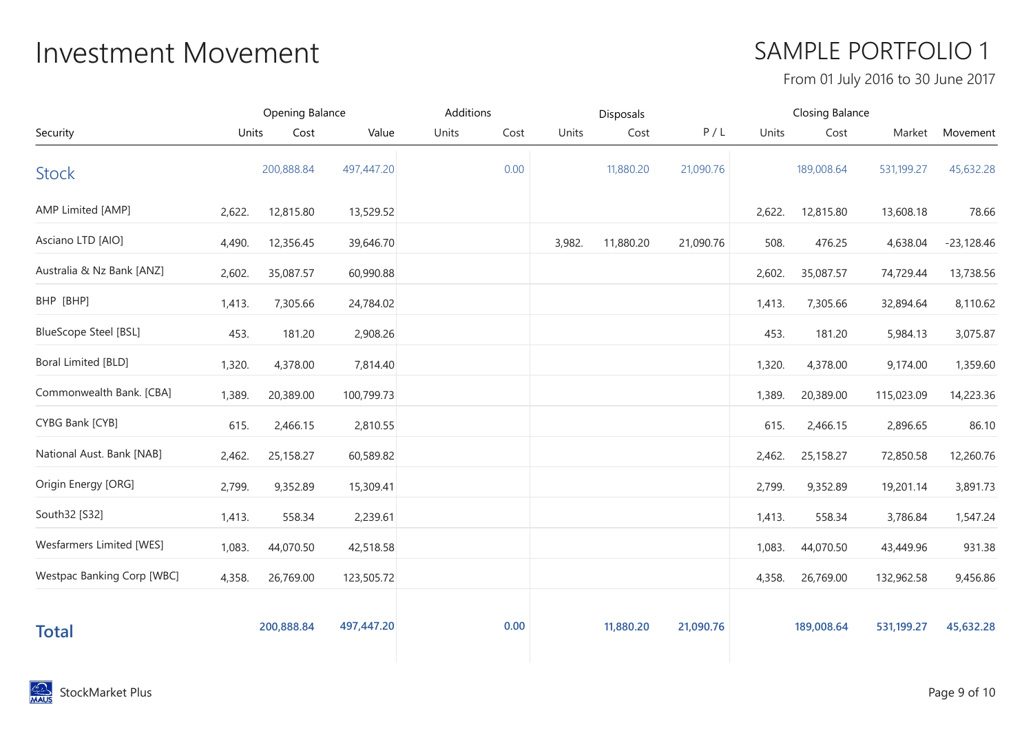# Investment Movement

## SAMPLE PORTFOLIO 1

From 01 July 2016 to 30 June 2017

| | Opening Balance | | | Additions | | Disposals | | | Closing Balance | | | |
|---|---|---|---|---|---|---|---|---|---|---|---|---|
| Security | Units | Cost | Value | Units | Cost | Units | Cost | P / L | Units | Cost | Market | Movement |
| Stock | | 200,888.84 | 497,447.20 | | 0.00 | | 11,880.20 | 21,090.76 | | 189,008.64 | 531,199.27 | 45,632.28 |
| AMP Limited [AMP] | 2,622. | 12,815.80 | 13,529.52 | | | | | | 2,622. | 12,815.80 | 13,608.18 | 78.66 |
| Asciano LTD [AIO] | 4,490. | 12,356.45 | 39,646.70 | | | 3,982. | 11,880.20 | 21,090.76 | 508. | 476.25 | 4,638.04 | -23,128.46 |
| Australia & Nz Bank [ANZ] | 2,602. | 35,087.57 | 60,990.88 | | | | | | 2,602. | 35,087.57 | 74,729.44 | 13,738.56 |
| BHP [BHP] | 1,413. | 7,305.66 | 24,784.02 | | | | | | 1,413. | 7,305.66 | 32,894.64 | 8,110.62 |
| BlueScope Steel [BSL] | 453. | 181.20 | 2,908.26 | | | | | | 453. | 181.20 | 5,984.13 | 3,075.87 |
| Boral Limited [BLD] | 1,320. | 4,378.00 | 7,814.40 | | | | | | 1,320. | 4,378.00 | 9,174.00 | 1,359.60 |
| Commonwealth Bank. [CBA] | 1,389. | 20,389.00 | 100,799.73 | | | | | | 1,389. | 20,389.00 | 115,023.09 | 14,223.36 |
| CYBG Bank [CYB] | 615. | 2,466.15 | 2,810.55 | | | | | | 615. | 2,466.15 | 2,896.65 | 86.10 |
| National Aust. Bank [NAB] | 2,462. | 25,158.27 | 60,589.82 | | | | | | 2,462. | 25,158.27 | 72,850.58 | 12,260.76 |
| Origin Energy [ORG] | 2,799. | 9,352.89 | 15,309.41 | | | | | | 2,799. | 9,352.89 | 19,201.14 | 3,891.73 |
| South32 [S32] | 1,413. | 558.34 | 2,239.61 | | | | | | 1,413. | 558.34 | 3,786.84 | 1,547.24 |
| Wesfarmers Limited [WES] | 1,083. | 44,070.50 | 42,518.58 | | | | | | 1,083. | 44,070.50 | 43,449.96 | 931.38 |
| Westpac Banking Corp [WBC] | 4,358. | 26,769.00 | 123,505.72 | | | | | | 4,358. | 26,769.00 | 132,962.58 | 9,456.86 |
| **Total** | | **200,888.84** | **497,447.20** | | **0.00** | | **11,880.20** | **21,090.76** | | **189,008.64** | **531,199.27** | **45,632.28** |

StockMarket Plus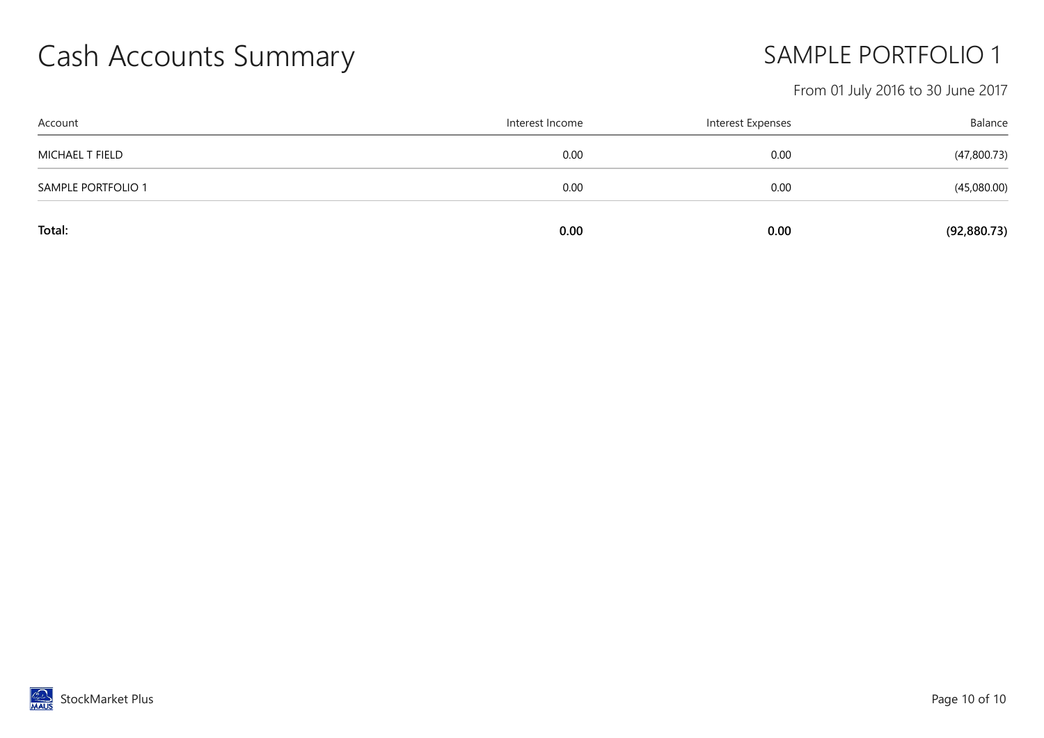# Cash Accounts Summary

## SAMPLE PORTFOLIO 1

From 01 July 2016 to 30 June 2017

| Account | Interest Income | Interest Expenses | Balance |
|---|---|---|---|
| MICHAEL T FIELD | 0.00 | 0.00 | (47,800.73) |
| SAMPLE PORTFOLIO 1 | 0.00 | 0.00 | (45,080.00) |
| **Total:** | **0.00** | **0.00** | **(92,880.73)** |